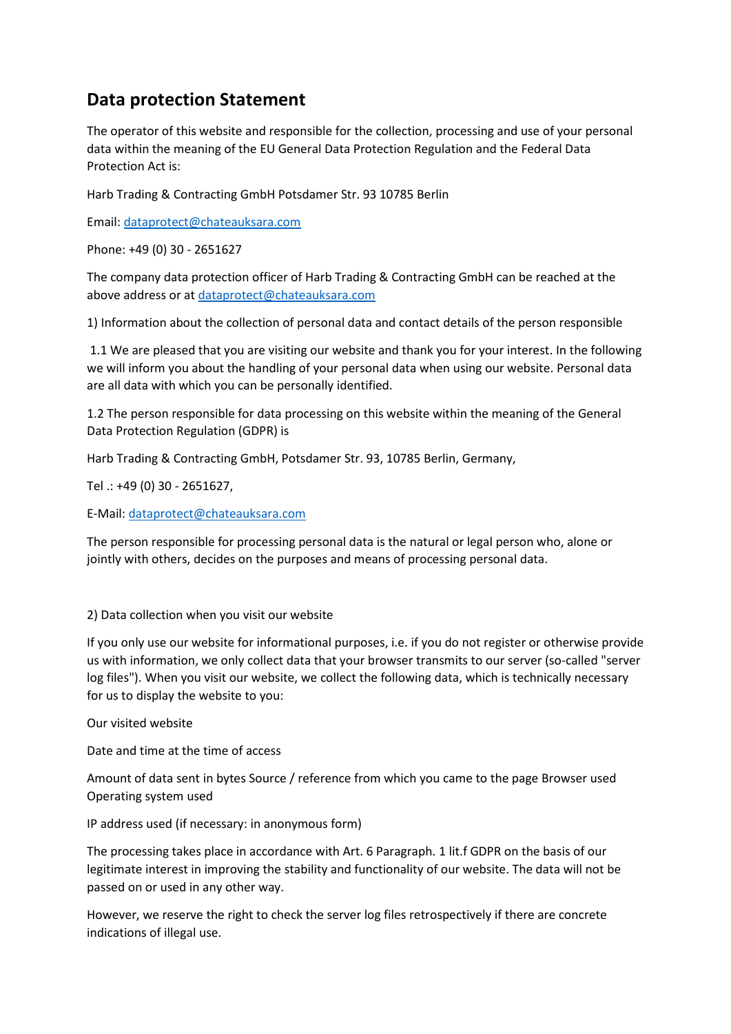# Data protection Statement

The operator of this website and responsible for the collection, processing and use of your personal data within the meaning of the EU General Data Protection Regulation and the Federal Data Protection Act is:

Harb Trading & Contracting GmbH Potsdamer Str. 93 10785 Berlin

Email: dataprotect@chateauksara.com

Phone: +49 (0) 30 - 2651627

The company data protection officer of Harb Trading & Contracting GmbH can be reached at the above address or at dataprotect@chateauksara.com

1) Information about the collection of personal data and contact details of the person responsible

1.1 We are pleased that you are visiting our website and thank you for your interest. In the following we will inform you about the handling of your personal data when using our website. Personal data are all data with which you can be personally identified.

1.2 The person responsible for data processing on this website within the meaning of the General Data Protection Regulation (GDPR) is

Harb Trading & Contracting GmbH, Potsdamer Str. 93, 10785 Berlin, Germany,

Tel .: +49 (0) 30 - 2651627,

E-Mail: dataprotect@chateauksara.com

The person responsible for processing personal data is the natural or legal person who, alone or jointly with others, decides on the purposes and means of processing personal data.

2) Data collection when you visit our website

If you only use our website for informational purposes, i.e. if you do not register or otherwise provide us with information, we only collect data that your browser transmits to our server (so-called "server log files"). When you visit our website, we collect the following data, which is technically necessary for us to display the website to you:

Our visited website

Date and time at the time of access

Amount of data sent in bytes Source / reference from which you came to the page Browser used Operating system used

IP address used (if necessary: in anonymous form)

The processing takes place in accordance with Art. 6 Paragraph. 1 lit.f GDPR on the basis of our legitimate interest in improving the stability and functionality of our website. The data will not be passed on or used in any other way.

However, we reserve the right to check the server log files retrospectively if there are concrete indications of illegal use.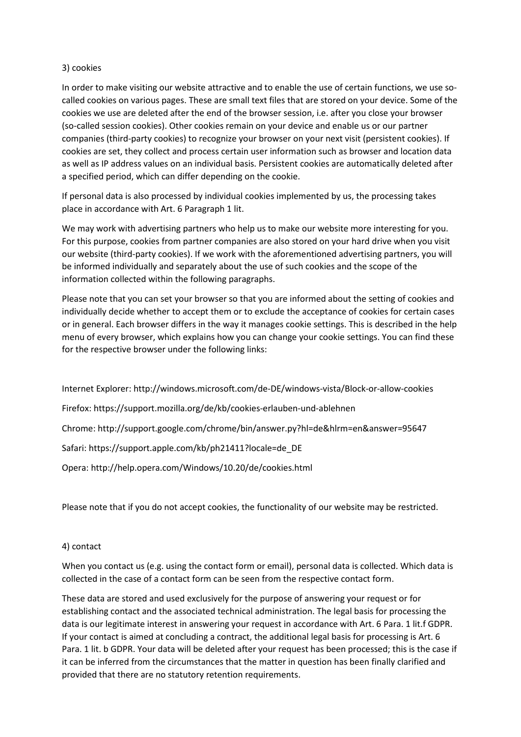## 3) cookies

In order to make visiting our website attractive and to enable the use of certain functions, we use so-called cookies on various pages. These are small text files that are stored on your device. Some of the cookies we use are deleted after the end of the browser session, i.e. after you close your browser (so-called session cookies). Other cookies remain on your device and enable us or our partner companies (third-party cookies) to recognize your browser on your next visit (persistent cookies). If cookies are set, they collect and process certain user information such as browser and location data as well as IP address values on an individual basis. Persistent cookies are automatically deleted after a specified period, which can differ depending on the cookie.

If personal data is also processed by individual cookies implemented by us, the processing takes place in accordance with Art. 6 Paragraph 1 lit.

We may work with advertising partners who help us to make our website more interesting for you. For this purpose, cookies from partner companies are also stored on your hard drive when you visit our website (third-party cookies). If we work with the aforementioned advertising partners, you will be informed individually and separately about the use of such cookies and the scope of the information collected within the following paragraphs.

Please note that you can set your browser so that you are informed about the setting of cookies and individually decide whether to accept them or to exclude the acceptance of cookies for certain cases or in general. Each browser differs in the way it manages cookie settings. This is described in the help menu of every browser, which explains how you can change your cookie settings. You can find these for the respective browser under the following links:

Internet Explorer: http://windows.microsoft.com/de-DE/windows-vista/Block-or-allow-cookies

Firefox: https://support.mozilla.org/de/kb/cookies-erlauben-und-ablehnen

Chrome: http://support.google.com/chrome/bin/answer.py?hl=de&hlrm=en&answer=95647

Safari: https://support.apple.com/kb/ph21411?locale=de_DE

Opera: http://help.opera.com/Windows/10.20/de/cookies.html

Please note that if you do not accept cookies, the functionality of our website may be restricted.

## 4) contact

When you contact us (e.g. using the contact form or email), personal data is collected. Which data is collected in the case of a contact form can be seen from the respective contact form.

These data are stored and used exclusively for the purpose of answering your request or for establishing contact and the associated technical administration. The legal basis for processing the data is our legitimate interest in answering your request in accordance with Art. 6 Para. 1 lit.f GDPR. If your contact is aimed at concluding a contract, the additional legal basis for processing is Art. 6 Para. 1 lit. b GDPR. Your data will be deleted after your request has been processed; this is the case if it can be inferred from the circumstances that the matter in question has been finally clarified and provided that there are no statutory retention requirements.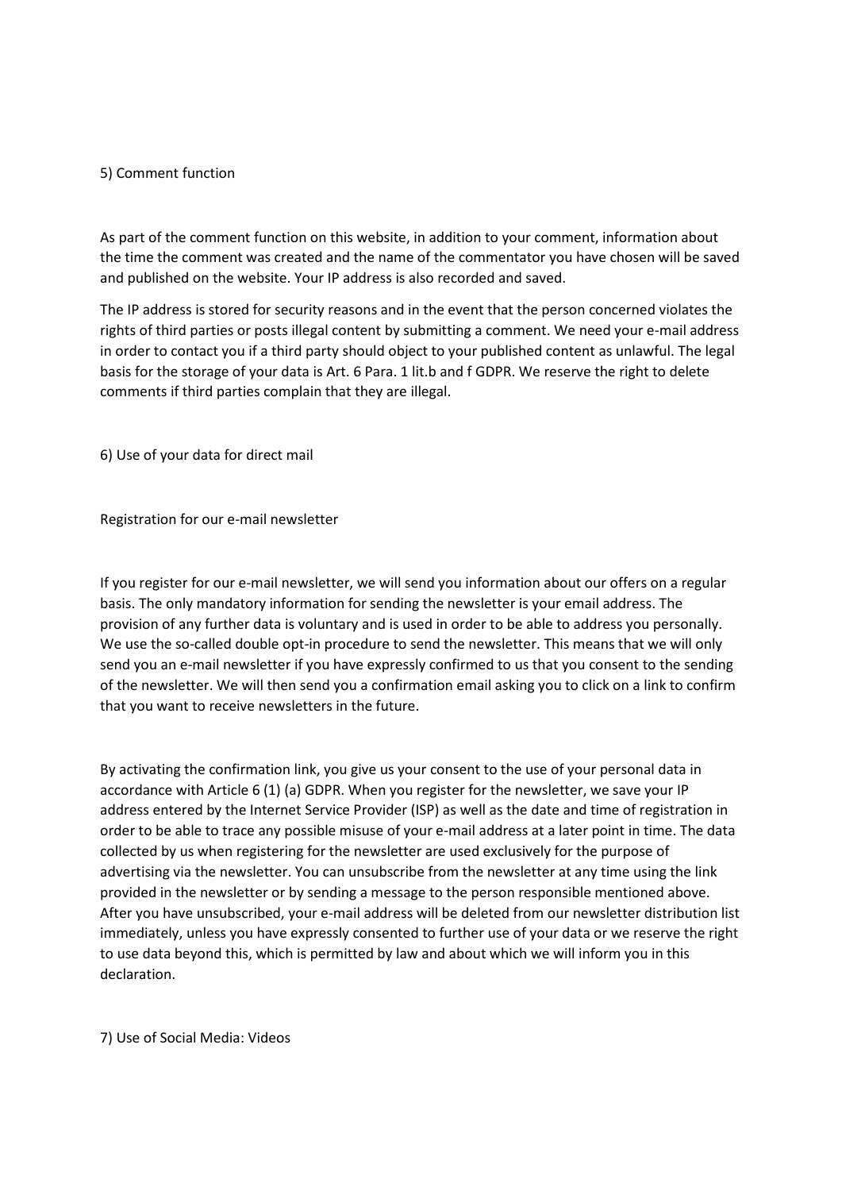## 5) Comment function

As part of the comment function on this website, in addition to your comment, information about the time the comment was created and the name of the commentator you have chosen will be saved and published on the website. Your IP address is also recorded and saved.

The IP address is stored for security reasons and in the event that the person concerned violates the rights of third parties or posts illegal content by submitting a comment. We need your e-mail address in order to contact you if a third party should object to your published content as unlawful. The legal basis for the storage of your data is Art. 6 Para. 1 lit.b and f GDPR. We reserve the right to delete comments if third parties complain that they are illegal.

## 6) Use of your data for direct mail

### Registration for our e-mail newsletter

If you register for our e-mail newsletter, we will send you information about our offers on a regular basis. The only mandatory information for sending the newsletter is your email address. The provision of any further data is voluntary and is used in order to be able to address you personally. We use the so-called double opt-in procedure to send the newsletter. This means that we will only send you an e-mail newsletter if you have expressly confirmed to us that you consent to the sending of the newsletter. We will then send you a confirmation email asking you to click on a link to confirm that you want to receive newsletters in the future.

By activating the confirmation link, you give us your consent to the use of your personal data in accordance with Article 6 (1) (a) GDPR. When you register for the newsletter, we save your IP address entered by the Internet Service Provider (ISP) as well as the date and time of registration in order to be able to trace any possible misuse of your e-mail address at a later point in time. The data collected by us when registering for the newsletter are used exclusively for the purpose of advertising via the newsletter. You can unsubscribe from the newsletter at any time using the link provided in the newsletter or by sending a message to the person responsible mentioned above. After you have unsubscribed, your e-mail address will be deleted from our newsletter distribution list immediately, unless you have expressly consented to further use of your data or we reserve the right to use data beyond this, which is permitted by law and about which we will inform you in this declaration.

## 7) Use of Social Media: Videos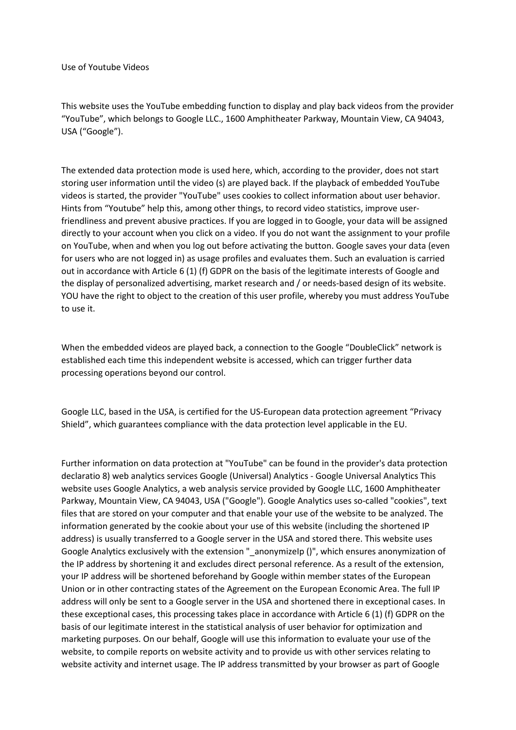Use of Youtube Videos

This website uses the YouTube embedding function to display and play back videos from the provider "YouTube", which belongs to Google LLC., 1600 Amphitheater Parkway, Mountain View, CA 94043, USA ("Google").

The extended data protection mode is used here, which, according to the provider, does not start storing user information until the video (s) are played back. If the playback of embedded YouTube videos is started, the provider "YouTube" uses cookies to collect information about user behavior. Hints from "Youtube" help this, among other things, to record video statistics, improve user-friendliness and prevent abusive practices. If you are logged in to Google, your data will be assigned directly to your account when you click on a video. If you do not want the assignment to your profile on YouTube, when and when you log out before activating the button. Google saves your data (even for users who are not logged in) as usage profiles and evaluates them. Such an evaluation is carried out in accordance with Article 6 (1) (f) GDPR on the basis of the legitimate interests of Google and the display of personalized advertising, market research and / or needs-based design of its website. YOU have the right to object to the creation of this user profile, whereby you must address YouTube to use it.

When the embedded videos are played back, a connection to the Google "DoubleClick" network is established each time this independent website is accessed, which can trigger further data processing operations beyond our control.

Google LLC, based in the USA, is certified for the US-European data protection agreement "Privacy Shield", which guarantees compliance with the data protection level applicable in the EU.

Further information on data protection at "YouTube" can be found in the provider's data protection declaratio 8) web analytics services Google (Universal) Analytics - Google Universal Analytics This website uses Google Analytics, a web analysis service provided by Google LLC, 1600 Amphitheater Parkway, Mountain View, CA 94043, USA ("Google"). Google Analytics uses so-called "cookies", text files that are stored on your computer and that enable your use of the website to be analyzed. The information generated by the cookie about your use of this website (including the shortened IP address) is usually transferred to a Google server in the USA and stored there. This website uses Google Analytics exclusively with the extension "_anonymizeIp ()", which ensures anonymization of the IP address by shortening it and excludes direct personal reference. As a result of the extension, your IP address will be shortened beforehand by Google within member states of the European Union or in other contracting states of the Agreement on the European Economic Area. The full IP address will only be sent to a Google server in the USA and shortened there in exceptional cases. In these exceptional cases, this processing takes place in accordance with Article 6 (1) (f) GDPR on the basis of our legitimate interest in the statistical analysis of user behavior for optimization and marketing purposes. On our behalf, Google will use this information to evaluate your use of the website, to compile reports on website activity and to provide us with other services relating to website activity and internet usage. The IP address transmitted by your browser as part of Google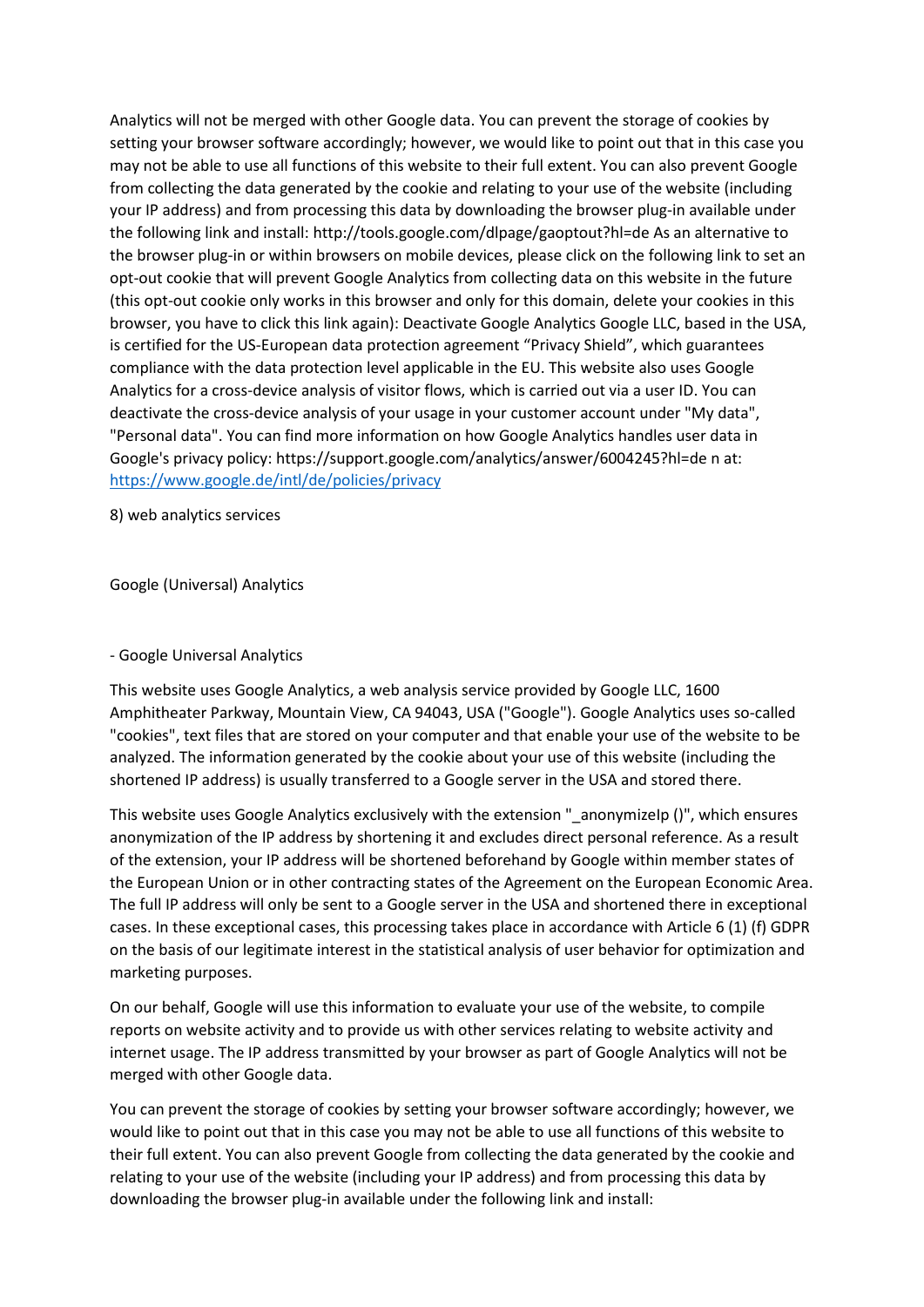Analytics will not be merged with other Google data. You can prevent the storage of cookies by setting your browser software accordingly; however, we would like to point out that in this case you may not be able to use all functions of this website to their full extent. You can also prevent Google from collecting the data generated by the cookie and relating to your use of the website (including your IP address) and from processing this data by downloading the browser plug-in available under the following link and install: http://tools.google.com/dlpage/gaoptout?hl=de As an alternative to the browser plug-in or within browsers on mobile devices, please click on the following link to set an opt-out cookie that will prevent Google Analytics from collecting data on this website in the future (this opt-out cookie only works in this browser and only for this domain, delete your cookies in this browser, you have to click this link again): Deactivate Google Analytics Google LLC, based in the USA, is certified for the US-European data protection agreement "Privacy Shield", which guarantees compliance with the data protection level applicable in the EU. This website also uses Google Analytics for a cross-device analysis of visitor flows, which is carried out via a user ID. You can deactivate the cross-device analysis of your usage in your customer account under "My data", "Personal data". You can find more information on how Google Analytics handles user data in Google's privacy policy: https://support.google.com/analytics/answer/6004245?hl=de n at: [https://www.google.de/intl/de/policies/privacy](https://www.google.de/intl/de/policies/privacy)

8) web analytics services

Google (Universal) Analytics

- Google Universal Analytics

This website uses Google Analytics, a web analysis service provided by Google LLC, 1600 Amphitheater Parkway, Mountain View, CA 94043, USA ("Google"). Google Analytics uses so-called "cookies", text files that are stored on your computer and that enable your use of the website to be analyzed. The information generated by the cookie about your use of this website (including the shortened IP address) is usually transferred to a Google server in the USA and stored there.

This website uses Google Analytics exclusively with the extension "_anonymizeIp ()", which ensures anonymization of the IP address by shortening it and excludes direct personal reference. As a result of the extension, your IP address will be shortened beforehand by Google within member states of the European Union or in other contracting states of the Agreement on the European Economic Area. The full IP address will only be sent to a Google server in the USA and shortened there in exceptional cases. In these exceptional cases, this processing takes place in accordance with Article 6 (1) (f) GDPR on the basis of our legitimate interest in the statistical analysis of user behavior for optimization and marketing purposes.

On our behalf, Google will use this information to evaluate your use of the website, to compile reports on website activity and to provide us with other services relating to website activity and internet usage. The IP address transmitted by your browser as part of Google Analytics will not be merged with other Google data.

You can prevent the storage of cookies by setting your browser software accordingly; however, we would like to point out that in this case you may not be able to use all functions of this website to their full extent. You can also prevent Google from collecting the data generated by the cookie and relating to your use of the website (including your IP address) and from processing this data by downloading the browser plug-in available under the following link and install: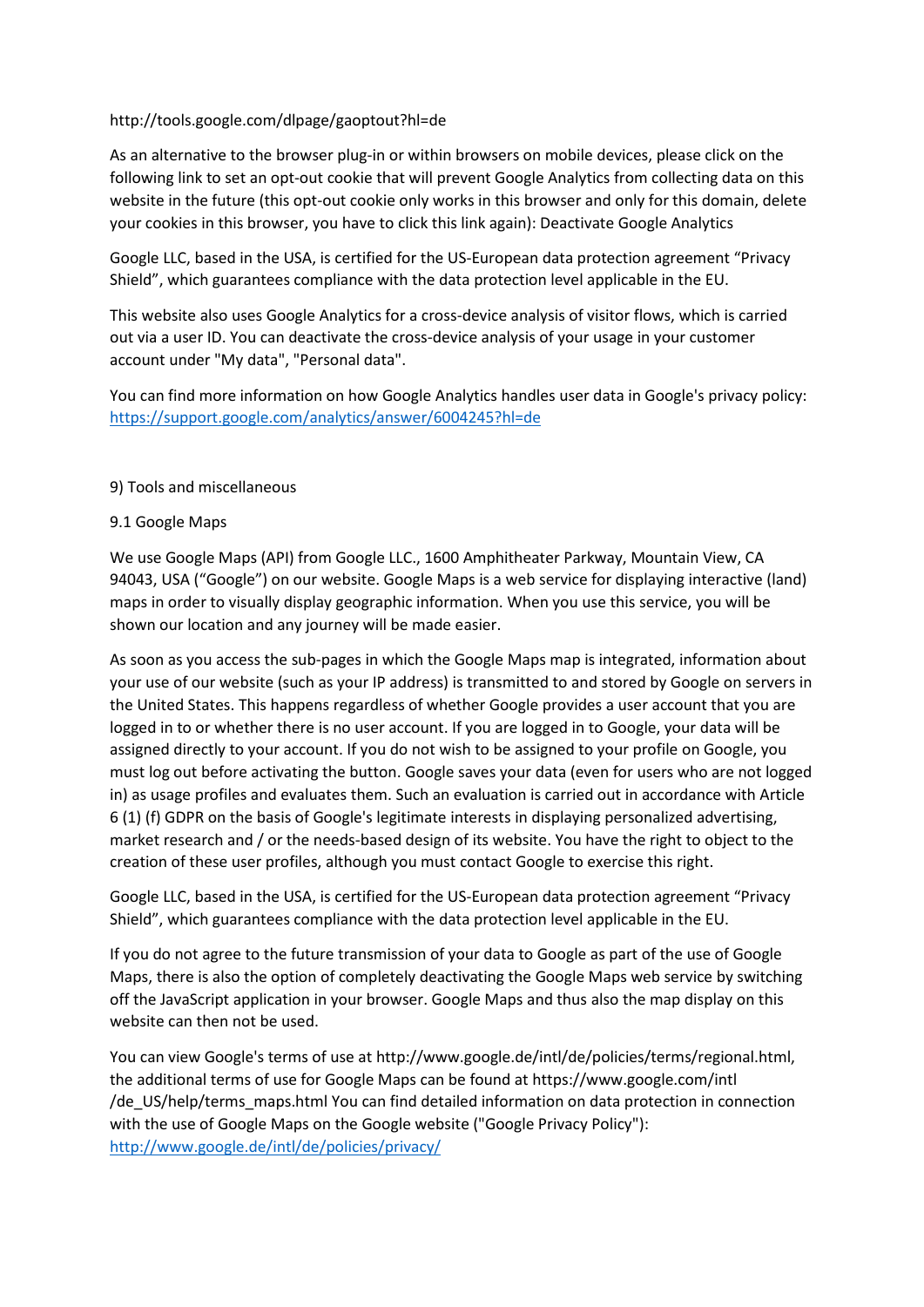http://tools.google.com/dlpage/gaoptout?hl=de

As an alternative to the browser plug-in or within browsers on mobile devices, please click on the following link to set an opt-out cookie that will prevent Google Analytics from collecting data on this website in the future (this opt-out cookie only works in this browser and only for this domain, delete your cookies in this browser, you have to click this link again): Deactivate Google Analytics

Google LLC, based in the USA, is certified for the US-European data protection agreement “Privacy Shield”, which guarantees compliance with the data protection level applicable in the EU.

This website also uses Google Analytics for a cross-device analysis of visitor flows, which is carried out via a user ID. You can deactivate the cross-device analysis of your usage in your customer account under "My data", "Personal data".

You can find more information on how Google Analytics handles user data in Google's privacy policy: https://support.google.com/analytics/answer/6004245?hl=de

## 9) Tools and miscellaneous

### 9.1 Google Maps

We use Google Maps (API) from Google LLC., 1600 Amphitheater Parkway, Mountain View, CA 94043, USA (“Google”) on our website. Google Maps is a web service for displaying interactive (land) maps in order to visually display geographic information. When you use this service, you will be shown our location and any journey will be made easier.

As soon as you access the sub-pages in which the Google Maps map is integrated, information about your use of our website (such as your IP address) is transmitted to and stored by Google on servers in the United States. This happens regardless of whether Google provides a user account that you are logged in to or whether there is no user account. If you are logged in to Google, your data will be assigned directly to your account. If you do not wish to be assigned to your profile on Google, you must log out before activating the button. Google saves your data (even for users who are not logged in) as usage profiles and evaluates them. Such an evaluation is carried out in accordance with Article 6 (1) (f) GDPR on the basis of Google's legitimate interests in displaying personalized advertising, market research and / or the needs-based design of its website. You have the right to object to the creation of these user profiles, although you must contact Google to exercise this right.

Google LLC, based in the USA, is certified for the US-European data protection agreement “Privacy Shield”, which guarantees compliance with the data protection level applicable in the EU.

If you do not agree to the future transmission of your data to Google as part of the use of Google Maps, there is also the option of completely deactivating the Google Maps web service by switching off the JavaScript application in your browser. Google Maps and thus also the map display on this website can then not be used.

You can view Google's terms of use at http://www.google.de/intl/de/policies/terms/regional.html, the additional terms of use for Google Maps can be found at https://www.google.com/intl /de_US/help/terms_maps.html You can find detailed information on data protection in connection with the use of Google Maps on the Google website ("Google Privacy Policy"): http://www.google.de/intl/de/policies/privacy/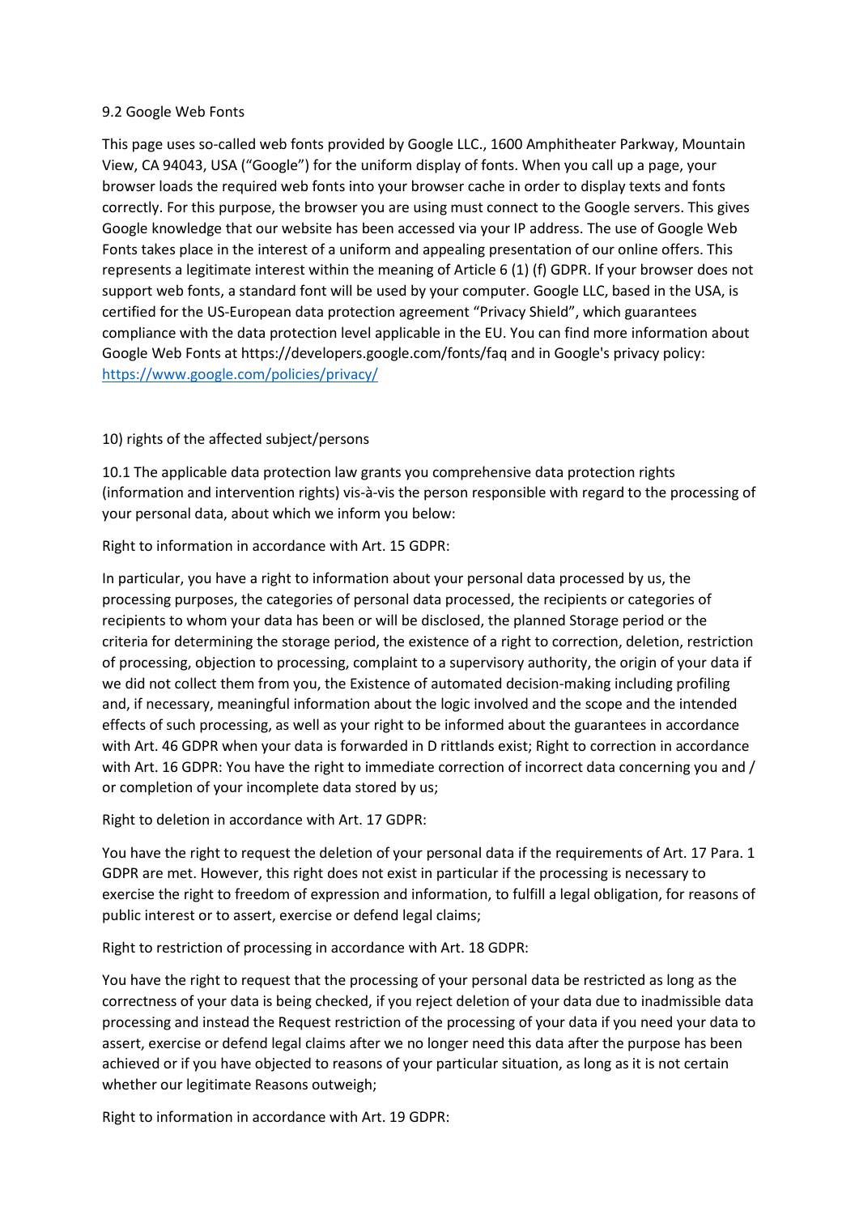9.2 Google Web Fonts

This page uses so-called web fonts provided by Google LLC., 1600 Amphitheater Parkway, Mountain View, CA 94043, USA ("Google") for the uniform display of fonts. When you call up a page, your browser loads the required web fonts into your browser cache in order to display texts and fonts correctly. For this purpose, the browser you are using must connect to the Google servers. This gives Google knowledge that our website has been accessed via your IP address. The use of Google Web Fonts takes place in the interest of a uniform and appealing presentation of our online offers. This represents a legitimate interest within the meaning of Article 6 (1) (f) GDPR. If your browser does not support web fonts, a standard font will be used by your computer. Google LLC, based in the USA, is certified for the US-European data protection agreement "Privacy Shield", which guarantees compliance with the data protection level applicable in the EU. You can find more information about Google Web Fonts at https://developers.google.com/fonts/faq and in Google's privacy policy: [https://www.google.com/policies/privacy/](https://www.google.com/policies/privacy/)

10) rights of the affected subject/persons

10.1 The applicable data protection law grants you comprehensive data protection rights (information and intervention rights) vis-à-vis the person responsible with regard to the processing of your personal data, about which we inform you below:

Right to information in accordance with Art. 15 GDPR:

In particular, you have a right to information about your personal data processed by us, the processing purposes, the categories of personal data processed, the recipients or categories of recipients to whom your data has been or will be disclosed, the planned Storage period or the criteria for determining the storage period, the existence of a right to correction, deletion, restriction of processing, objection to processing, complaint to a supervisory authority, the origin of your data if we did not collect them from you, the Existence of automated decision-making including profiling and, if necessary, meaningful information about the logic involved and the scope and the intended effects of such processing, as well as your right to be informed about the guarantees in accordance with Art. 46 GDPR when your data is forwarded in D rittlands exist; Right to correction in accordance with Art. 16 GDPR: You have the right to immediate correction of incorrect data concerning you and / or completion of your incomplete data stored by us;

Right to deletion in accordance with Art. 17 GDPR:

You have the right to request the deletion of your personal data if the requirements of Art. 17 Para. 1 GDPR are met. However, this right does not exist in particular if the processing is necessary to exercise the right to freedom of expression and information, to fulfill a legal obligation, for reasons of public interest or to assert, exercise or defend legal claims;

Right to restriction of processing in accordance with Art. 18 GDPR:

You have the right to request that the processing of your personal data be restricted as long as the correctness of your data is being checked, if you reject deletion of your data due to inadmissible data processing and instead the Request restriction of the processing of your data if you need your data to assert, exercise or defend legal claims after we no longer need this data after the purpose has been achieved or if you have objected to reasons of your particular situation, as long as it is not certain whether our legitimate Reasons outweigh;

Right to information in accordance with Art. 19 GDPR: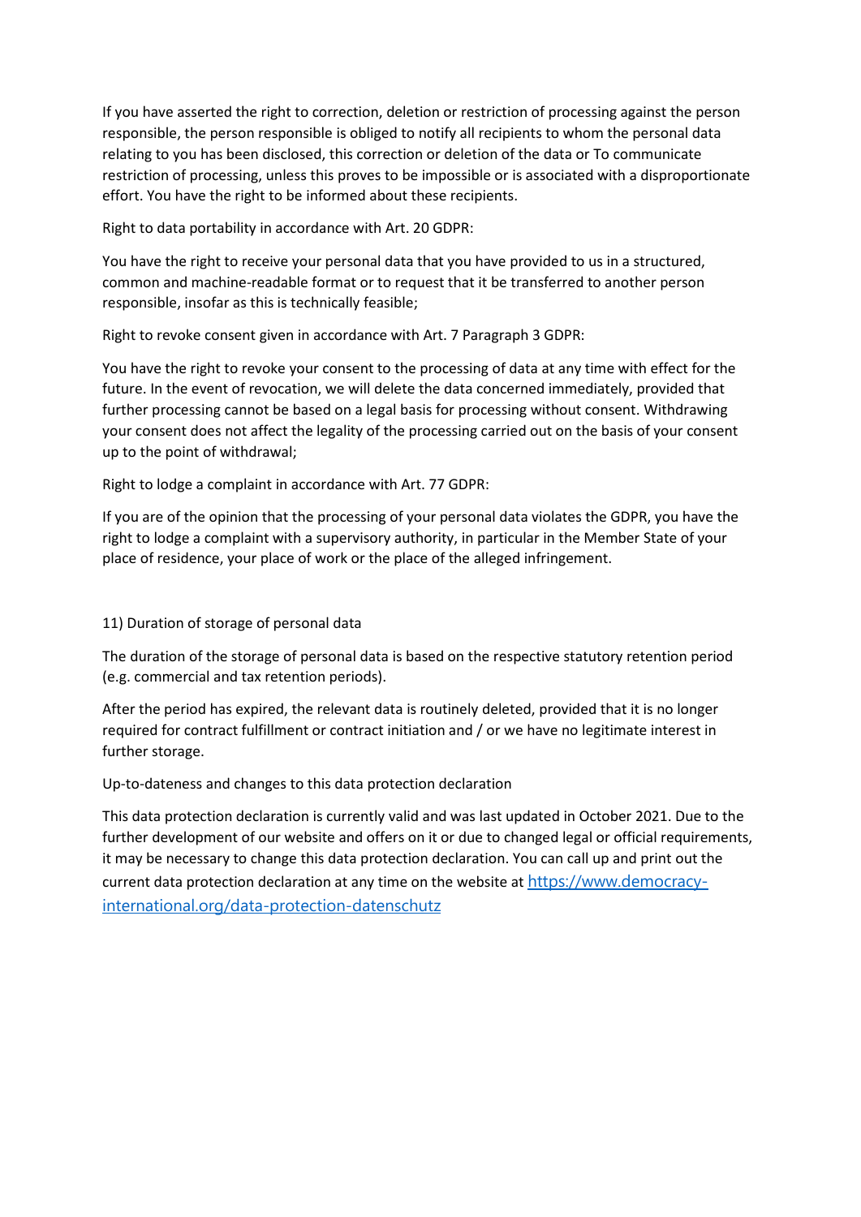If you have asserted the right to correction, deletion or restriction of processing against the person responsible, the person responsible is obliged to notify all recipients to whom the personal data relating to you has been disclosed, this correction or deletion of the data or To communicate restriction of processing, unless this proves to be impossible or is associated with a disproportionate effort. You have the right to be informed about these recipients.

Right to data portability in accordance with Art. 20 GDPR:

You have the right to receive your personal data that you have provided to us in a structured, common and machine-readable format or to request that it be transferred to another person responsible, insofar as this is technically feasible;

Right to revoke consent given in accordance with Art. 7 Paragraph 3 GDPR:

You have the right to revoke your consent to the processing of data at any time with effect for the future. In the event of revocation, we will delete the data concerned immediately, provided that further processing cannot be based on a legal basis for processing without consent. Withdrawing your consent does not affect the legality of the processing carried out on the basis of your consent up to the point of withdrawal;

Right to lodge a complaint in accordance with Art. 77 GDPR:

If you are of the opinion that the processing of your personal data violates the GDPR, you have the right to lodge a complaint with a supervisory authority, in particular in the Member State of your place of residence, your place of work or the place of the alleged infringement.

11) Duration of storage of personal data

The duration of the storage of personal data is based on the respective statutory retention period (e.g. commercial and tax retention periods).

After the period has expired, the relevant data is routinely deleted, provided that it is no longer required for contract fulfillment or contract initiation and / or we have no legitimate interest in further storage.

Up-to-dateness and changes to this data protection declaration

This data protection declaration is currently valid and was last updated in October 2021. Due to the further development of our website and offers on it or due to changed legal or official requirements, it may be necessary to change this data protection declaration. You can call up and print out the current data protection declaration at any time on the website at [https://www.democracy-international.org/data-protection-datenschutz](https://www.democracy-international.org/data-protection-datenschutz)